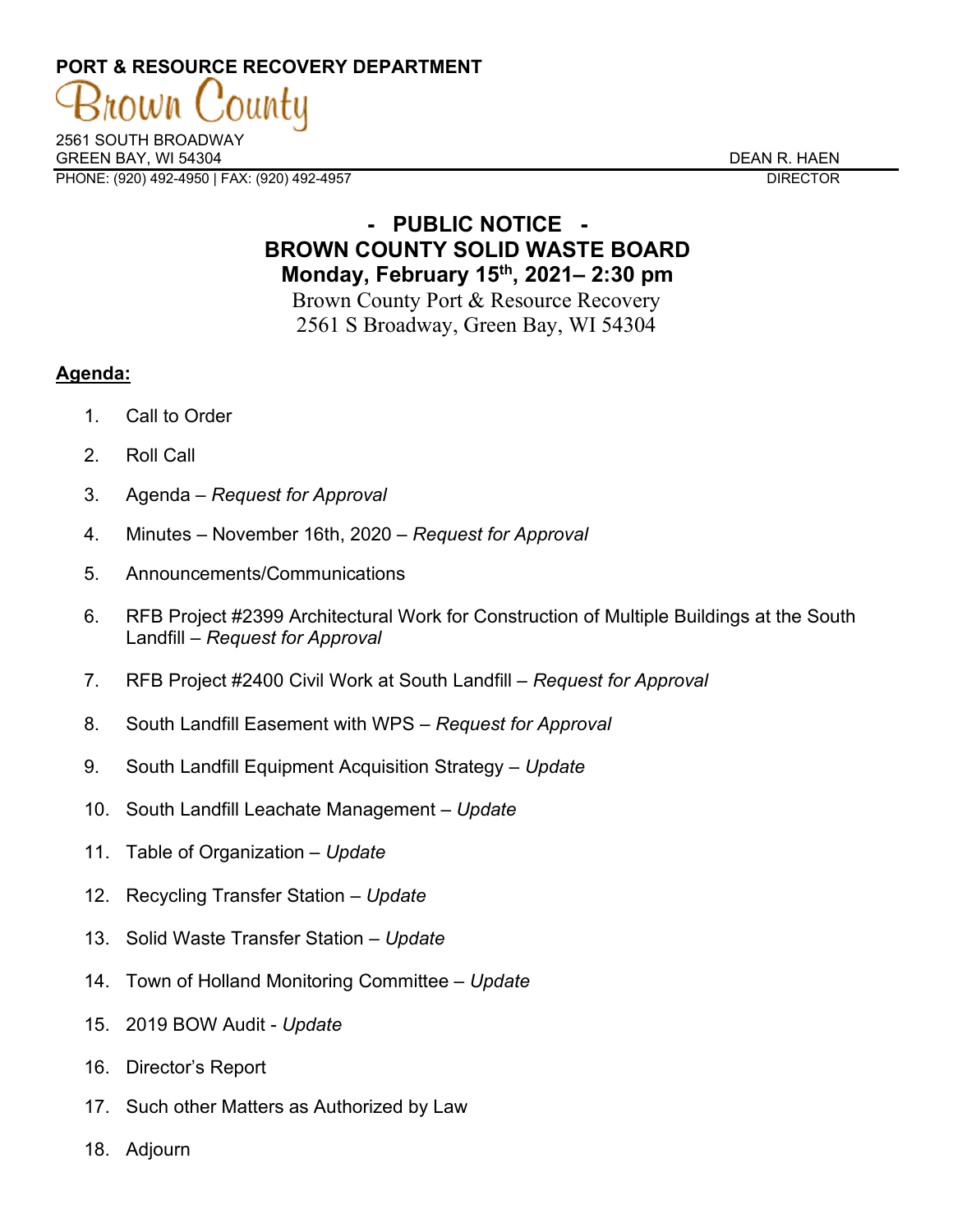**PORT & RESOURCE RECOVERY DEPARTMENT**

Brown County

2561 SOUTH BROADWAY
GREEN BAY, WI 54304
PHONE: (920) 492-4950 | FAX: (920) 492-4957

DEAN R. HAEN
DIRECTOR

# - PUBLIC NOTICE -
# BROWN COUNTY SOLID WASTE BOARD
## Monday, February 15th, 2021– 2:30 pm

Brown County Port & Resource Recovery
2561 S Broadway, Green Bay, WI 54304

**Agenda:**

1. Call to Order
2. Roll Call
3. Agenda – *Request for Approval*
4. Minutes – November 16th, 2020 – *Request for Approval*
5. Announcements/Communications
6. RFB Project #2399 Architectural Work for Construction of Multiple Buildings at the South Landfill – *Request for Approval*
7. RFB Project #2400 Civil Work at South Landfill – *Request for Approval*
8. South Landfill Easement with WPS – *Request for Approval*
9. South Landfill Equipment Acquisition Strategy – *Update*
10. South Landfill Leachate Management – *Update*
11. Table of Organization – *Update*
12. Recycling Transfer Station – *Update*
13. Solid Waste Transfer Station – *Update*
14. Town of Holland Monitoring Committee – *Update*
15. 2019 BOW Audit - *Update*
16. Director's Report
17. Such other Matters as Authorized by Law
18. Adjourn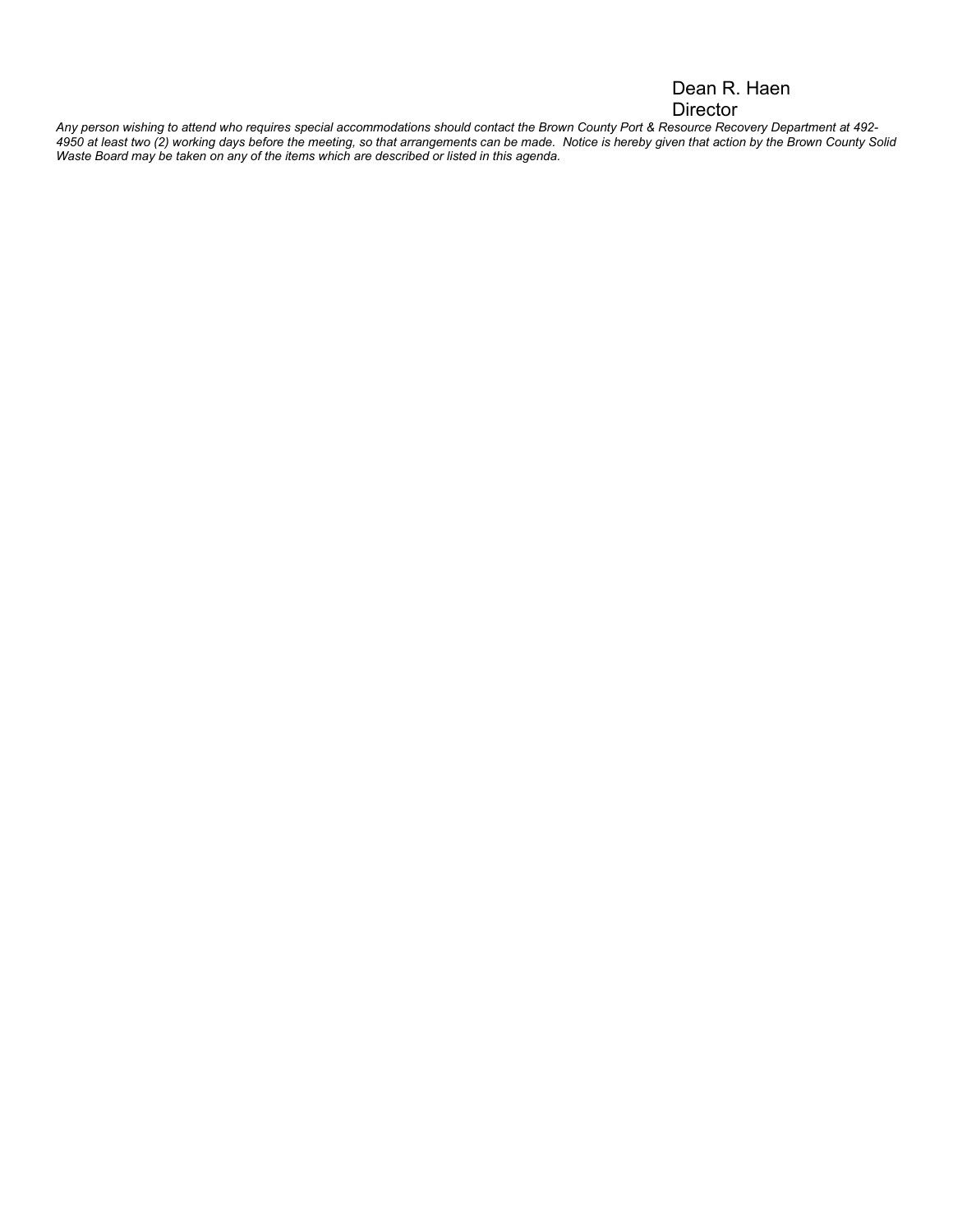Dean R. Haen
Director

*Any person wishing to attend who requires special accommodations should contact the Brown County Port & Resource Recovery Department at 492-4950 at least two (2) working days before the meeting, so that arrangements can be made. Notice is hereby given that action by the Brown County Solid Waste Board may be taken on any of the items which are described or listed in this agenda.*